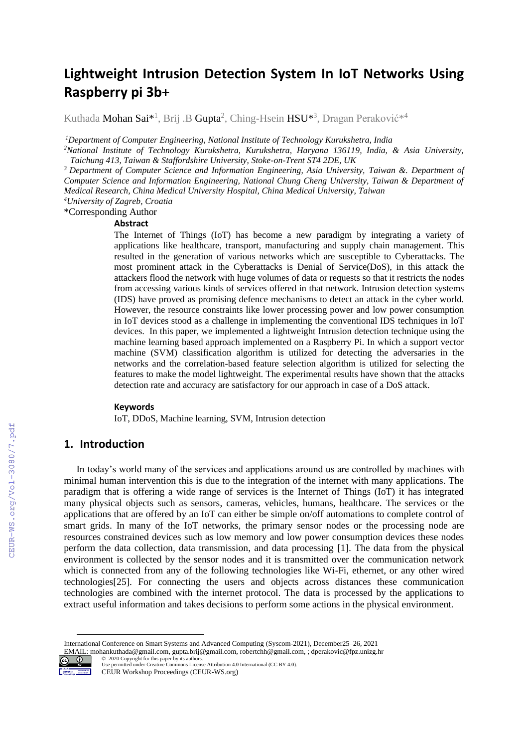# Lightweight Intrusion Detection System In IoT Networks Using Raspberry pi 3b+

Kuthada Mohan Sai*[1], Brij .B Gupta[2], Ching-Hsein HSU*[3], Dragan Peraković*[4]

[1]*Department of Computer Engineering, National Institute of Technology Kurukshetra, India*
[2]*National Institute of Technology Kurukshetra, Kurukshetra, Haryana 136119, India, & Asia University, Taichung 413, Taiwan & Staffordshire University, Stoke-on-Trent ST4 2DE, UK*
[3] *Department of Computer Science and Information Engineering, Asia University, Taiwan &. Department of Computer Science and Information Engineering, National Chung Cheng University, Taiwan & Department of Medical Research, China Medical University Hospital, China Medical University, Taiwan*
[4]*University of Zagreb, Croatia*
*Corresponding Author

### Abstract

The Internet of Things (IoT) has become a new paradigm by integrating a variety of applications like healthcare, transport, manufacturing and supply chain management. This resulted in the generation of various networks which are susceptible to Cyberattacks. The most prominent attack in the Cyberattacks is Denial of Service(DoS), in this attack the attackers flood the network with huge volumes of data or requests so that it restricts the nodes from accessing various kinds of services offered in that network. Intrusion detection systems (IDS) have proved as promising defence mechanisms to detect an attack in the cyber world. However, the resource constraints like lower processing power and low power consumption in IoT devices stood as a challenge in implementing the conventional IDS techniques in IoT devices. In this paper, we implemented a lightweight Intrusion detection technique using the machine learning based approach implemented on a Raspberry Pi. In which a support vector machine (SVM) classification algorithm is utilized for detecting the adversaries in the networks and the correlation-based feature selection algorithm is utilized for selecting the features to make the model lightweight. The experimental results have shown that the attacks detection rate and accuracy are satisfactory for our approach in case of a DoS attack.

### Keywords

IoT, DDoS, Machine learning, SVM, Intrusion detection

## 1. Introduction

In today's world many of the services and applications around us are controlled by machines with minimal human intervention this is due to the integration of the internet with many applications. The paradigm that is offering a wide range of services is the Internet of Things (IoT) it has integrated many physical objects such as sensors, cameras, vehicles, humans, healthcare. The services or the applications that are offered by an IoT can either be simple on/off automations to complete control of smart grids. In many of the IoT networks, the primary sensor nodes or the processing node are resources constrained devices such as low memory and low power consumption devices these nodes perform the data collection, data transmission, and data processing [1]. The data from the physical environment is collected by the sensor nodes and it is transmitted over the communication network which is connected from any of the following technologies like Wi-Fi, ethernet, or any other wired technologies[25]. For connecting the users and objects across distances these communication technologies are combined with the internet protocol. The data is processed by the applications to extract useful information and takes decisions to perform some actions in the physical environment.

International Conference on Smart Systems and Advanced Computing (Syscom-2021), December25–26, 2021
EMAIL: mohankuthada@gmail.com, gupta.brij@gmail.com, robertchh@gmail.com, ; dperakovic@fpz.unizg.hr
© 2020 Copyright for this paper by its authors.
Use permitted under Creative Commons License Attribution 4.0 International (CC BY 4.0).
CEUR Workshop Proceedings (CEUR-WS.org)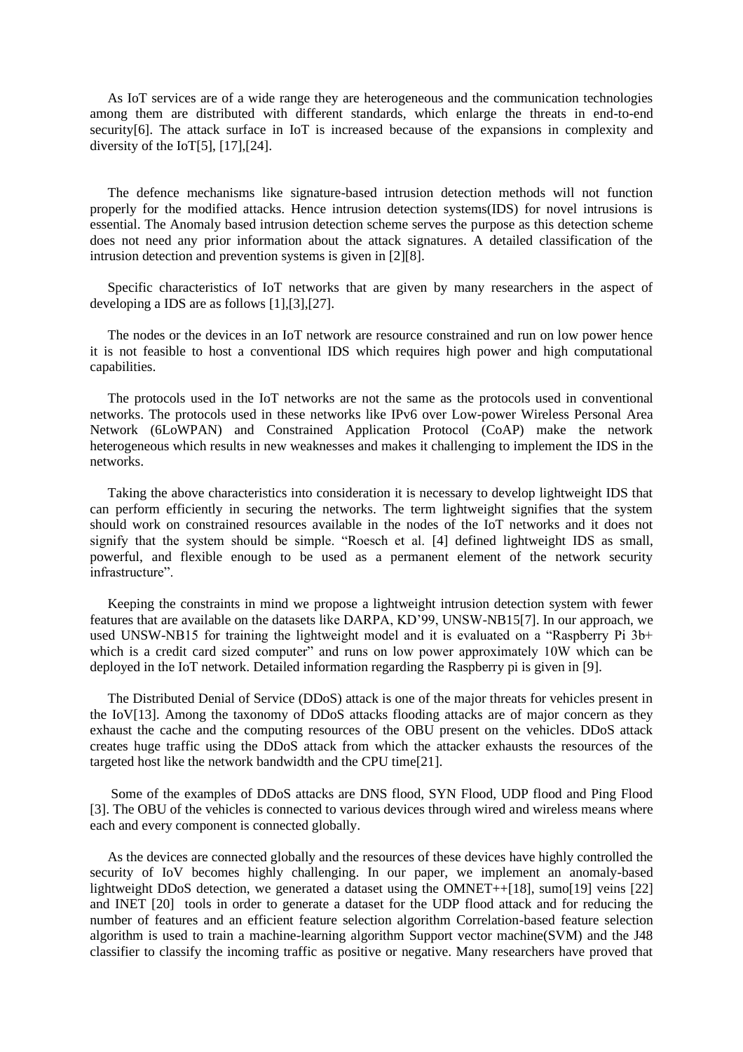As IoT services are of a wide range they are heterogeneous and the communication technologies among them are distributed with different standards, which enlarge the threats in end-to-end security[6]. The attack surface in IoT is increased because of the expansions in complexity and diversity of the IoT[5], [17],[24].

The defence mechanisms like signature-based intrusion detection methods will not function properly for the modified attacks. Hence intrusion detection systems(IDS) for novel intrusions is essential. The Anomaly based intrusion detection scheme serves the purpose as this detection scheme does not need any prior information about the attack signatures. A detailed classification of the intrusion detection and prevention systems is given in [2][8].

Specific characteristics of IoT networks that are given by many researchers in the aspect of developing a IDS are as follows [1],[3],[27].

The nodes or the devices in an IoT network are resource constrained and run on low power hence it is not feasible to host a conventional IDS which requires high power and high computational capabilities.

The protocols used in the IoT networks are not the same as the protocols used in conventional networks. The protocols used in these networks like IPv6 over Low-power Wireless Personal Area Network (6LoWPAN) and Constrained Application Protocol (CoAP) make the network heterogeneous which results in new weaknesses and makes it challenging to implement the IDS in the networks.

Taking the above characteristics into consideration it is necessary to develop lightweight IDS that can perform efficiently in securing the networks. The term lightweight signifies that the system should work on constrained resources available in the nodes of the IoT networks and it does not signify that the system should be simple. "Roesch et al. [4] defined lightweight IDS as small, powerful, and flexible enough to be used as a permanent element of the network security infrastructure".

Keeping the constraints in mind we propose a lightweight intrusion detection system with fewer features that are available on the datasets like DARPA, KD'99, UNSW-NB15[7]. In our approach, we used UNSW-NB15 for training the lightweight model and it is evaluated on a "Raspberry Pi 3b+ which is a credit card sized computer" and runs on low power approximately 10W which can be deployed in the IoT network. Detailed information regarding the Raspberry pi is given in [9].

The Distributed Denial of Service (DDoS) attack is one of the major threats for vehicles present in the IoV[13]. Among the taxonomy of DDoS attacks flooding attacks are of major concern as they exhaust the cache and the computing resources of the OBU present on the vehicles. DDoS attack creates huge traffic using the DDoS attack from which the attacker exhausts the resources of the targeted host like the network bandwidth and the CPU time[21].

Some of the examples of DDoS attacks are DNS flood, SYN Flood, UDP flood and Ping Flood [3]. The OBU of the vehicles is connected to various devices through wired and wireless means where each and every component is connected globally.

As the devices are connected globally and the resources of these devices have highly controlled the security of IoV becomes highly challenging. In our paper, we implement an anomaly-based lightweight DDoS detection, we generated a dataset using the OMNET++[18], sumo[19] veins [22] and INET [20] tools in order to generate a dataset for the UDP flood attack and for reducing the number of features and an efficient feature selection algorithm Correlation-based feature selection algorithm is used to train a machine-learning algorithm Support vector machine(SVM) and the J48 classifier to classify the incoming traffic as positive or negative. Many researchers have proved that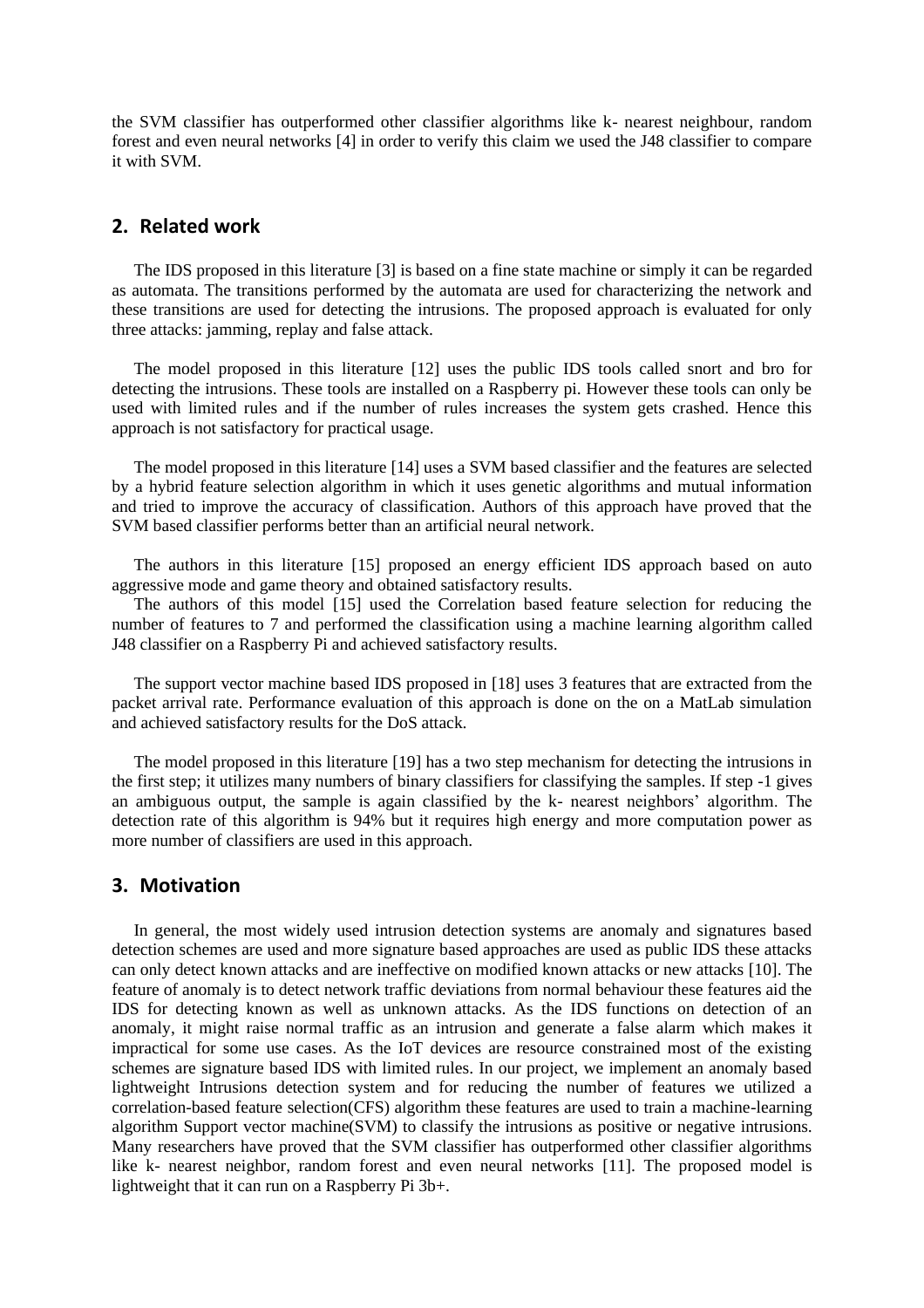the SVM classifier has outperformed other classifier algorithms like k- nearest neighbour, random forest and even neural networks [4] in order to verify this claim we used the J48 classifier to compare it with SVM.

## 2. Related work

The IDS proposed in this literature [3] is based on a fine state machine or simply it can be regarded as automata. The transitions performed by the automata are used for characterizing the network and these transitions are used for detecting the intrusions. The proposed approach is evaluated for only three attacks: jamming, replay and false attack.

The model proposed in this literature [12] uses the public IDS tools called snort and bro for detecting the intrusions. These tools are installed on a Raspberry pi. However these tools can only be used with limited rules and if the number of rules increases the system gets crashed. Hence this approach is not satisfactory for practical usage.

The model proposed in this literature [14] uses a SVM based classifier and the features are selected by a hybrid feature selection algorithm in which it uses genetic algorithms and mutual information and tried to improve the accuracy of classification. Authors of this approach have proved that the SVM based classifier performs better than an artificial neural network.

The authors in this literature [15] proposed an energy efficient IDS approach based on auto aggressive mode and game theory and obtained satisfactory results.

The authors of this model [15] used the Correlation based feature selection for reducing the number of features to 7 and performed the classification using a machine learning algorithm called J48 classifier on a Raspberry Pi and achieved satisfactory results.

The support vector machine based IDS proposed in [18] uses 3 features that are extracted from the packet arrival rate. Performance evaluation of this approach is done on the on a MatLab simulation and achieved satisfactory results for the DoS attack.

The model proposed in this literature [19] has a two step mechanism for detecting the intrusions in the first step; it utilizes many numbers of binary classifiers for classifying the samples. If step -1 gives an ambiguous output, the sample is again classified by the k- nearest neighbors' algorithm. The detection rate of this algorithm is 94% but it requires high energy and more computation power as more number of classifiers are used in this approach.

## 3. Motivation

In general, the most widely used intrusion detection systems are anomaly and signatures based detection schemes are used and more signature based approaches are used as public IDS these attacks can only detect known attacks and are ineffective on modified known attacks or new attacks [10]. The feature of anomaly is to detect network traffic deviations from normal behaviour these features aid the IDS for detecting known as well as unknown attacks. As the IDS functions on detection of an anomaly, it might raise normal traffic as an intrusion and generate a false alarm which makes it impractical for some use cases. As the IoT devices are resource constrained most of the existing schemes are signature based IDS with limited rules. In our project, we implement an anomaly based lightweight Intrusions detection system and for reducing the number of features we utilized a correlation-based feature selection(CFS) algorithm these features are used to train a machine-learning algorithm Support vector machine(SVM) to classify the intrusions as positive or negative intrusions. Many researchers have proved that the SVM classifier has outperformed other classifier algorithms like k- nearest neighbor, random forest and even neural networks [11]. The proposed model is lightweight that it can run on a Raspberry Pi 3b+.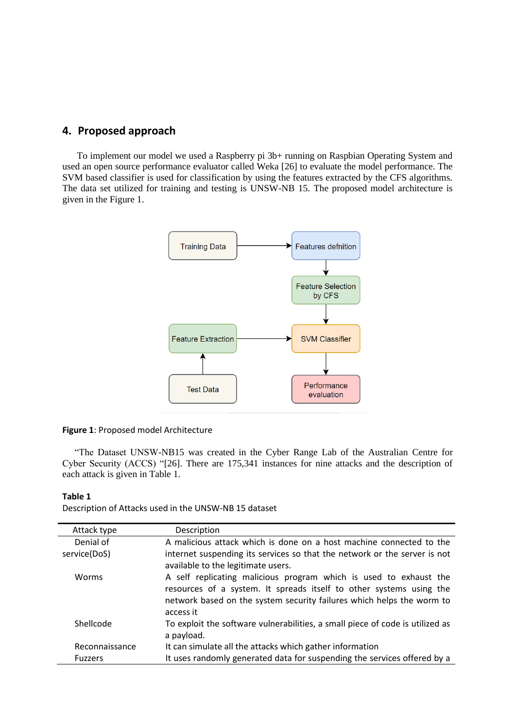## 4. Proposed approach

To implement our model we used a Raspberry pi 3b+ running on Raspbian Operating System and used an open source performance evaluator called Weka [26] to evaluate the model performance. The SVM based classifier is used for classification by using the features extracted by the CFS algorithms. The data set utilized for training and testing is UNSW-NB 15. The proposed model architecture is given in the Figure 1.

**Figure 1**: Proposed model Architecture

"The Dataset UNSW-NB15 was created in the Cyber Range Lab of the Australian Centre for Cyber Security (ACCS) "[26]. There are 175,341 instances for nine attacks and the description of each attack is given in Table 1.

**Table 1**
Description of Attacks used in the UNSW-NB 15 dataset

| Attack type | Description |
|---|---|
| Denial of service(DoS) | A malicious attack which is done on a host machine connected to the internet suspending its services so that the network or the server is not available to the legitimate users. |
| Worms | A self replicating malicious program which is used to exhaust the resources of a system. It spreads itself to other systems using the network based on the system security failures which helps the worm to access it |
| Shellcode | To exploit the software vulnerabilities, a small piece of code is utilized as a payload. |
| Reconnaissance | It can simulate all the attacks which gather information |
| Fuzzers | It uses randomly generated data for suspending the services offered by a |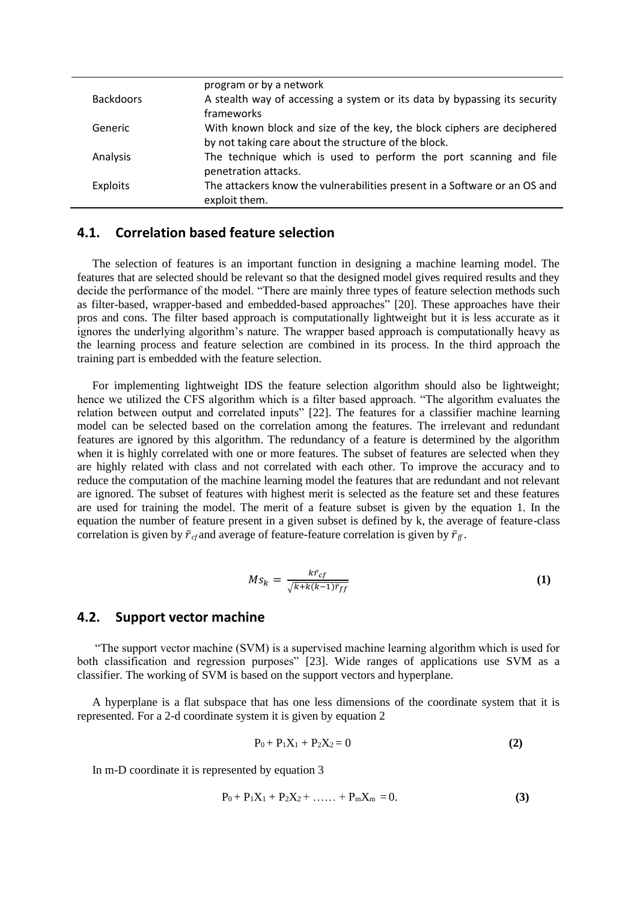|  |  |
|---|---|
|  | program or by a network |
| Backdoors | A stealth way of accessing a system or its data by bypassing its security frameworks |
| Generic | With known block and size of the key, the block ciphers are deciphered by not taking care about the structure of the block. |
| Analysis | The technique which is used to perform the port scanning and file penetration attacks. |
| Exploits | The attackers know the vulnerabilities present in a Software or an OS and exploit them. |

## 4.1. Correlation based feature selection

The selection of features is an important function in designing a machine learning model. The features that are selected should be relevant so that the designed model gives required results and they decide the performance of the model. "There are mainly three types of feature selection methods such as filter-based, wrapper-based and embedded-based approaches" [20]. These approaches have their pros and cons. The filter based approach is computationally lightweight but it is less accurate as it ignores the underlying algorithm's nature. The wrapper based approach is computationally heavy as the learning process and feature selection are combined in its process. In the third approach the training part is embedded with the feature selection.

For implementing lightweight IDS the feature selection algorithm should also be lightweight; hence we utilized the CFS algorithm which is a filter based approach. "The algorithm evaluates the relation between output and correlated inputs" [22]. The features for a classifier machine learning model can be selected based on the correlation among the features. The irrelevant and redundant features are ignored by this algorithm. The redundancy of a feature is determined by the algorithm when it is highly correlated with one or more features. The subset of features are selected when they are highly related with class and not correlated with each other. To improve the accuracy and to reduce the computation of the machine learning model the features that are redundant and not relevant are ignored. The subset of features with highest merit is selected as the feature set and these features are used for training the model. The merit of a feature subset is given by the equation 1. In the equation the number of feature present in a given subset is defined by k, the average of feature-class correlation is given by $\bar{r}_{cf}$ and average of feature-feature correlation is given by $\bar{r}_{ff}$.

$$Ms_k = \frac{k\bar{r}_{cf}}{\sqrt{k+k(k-1)\bar{r}_{ff}}} \quad (1)$$

## 4.2. Support vector machine

"The support vector machine (SVM) is a supervised machine learning algorithm which is used for both classification and regression purposes" [23]. Wide ranges of applications use SVM as a classifier. The working of SVM is based on the support vectors and hyperplane.

A hyperplane is a flat subspace that has one less dimensions of the coordinate system that it is represented. For a 2-d coordinate system it is given by equation 2

$$P_0 + P_1X_1 + P_2X_2 = 0 \quad (2)$$

In m-D coordinate it is represented by equation 3

$$P_0 + P_1X_1 + P_2X_2 + \ldots\ldots + P_mX_m = 0. \quad (3)$$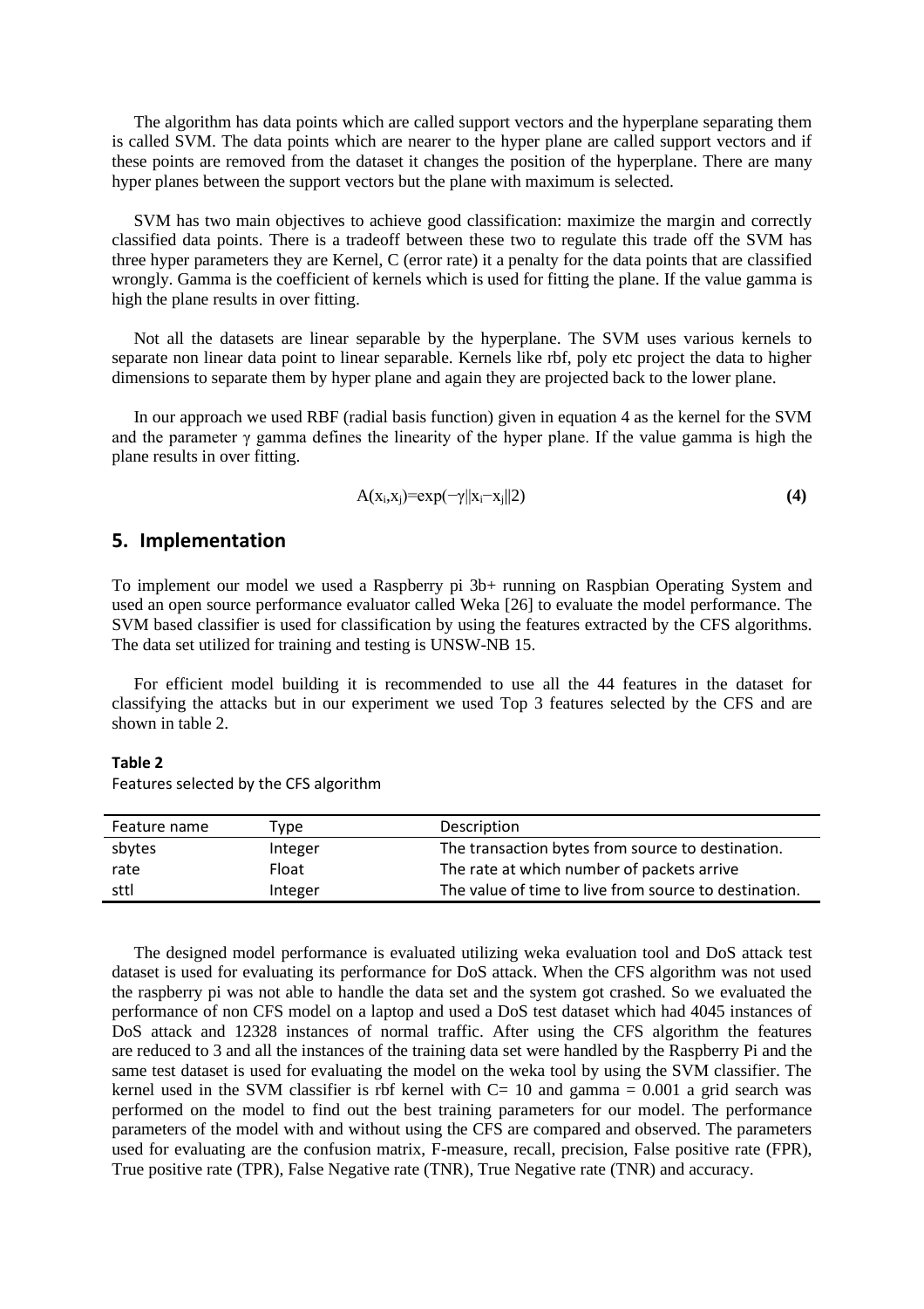The algorithm has data points which are called support vectors and the hyperplane separating them is called SVM. The data points which are nearer to the hyper plane are called support vectors and if these points are removed from the dataset it changes the position of the hyperplane. There are many hyper planes between the support vectors but the plane with maximum is selected.

SVM has two main objectives to achieve good classification: maximize the margin and correctly classified data points. There is a tradeoff between these two to regulate this trade off the SVM has three hyper parameters they are Kernel, C (error rate) it a penalty for the data points that are classified wrongly. Gamma is the coefficient of kernels which is used for fitting the plane. If the value gamma is high the plane results in over fitting.

Not all the datasets are linear separable by the hyperplane. The SVM uses various kernels to separate non linear data point to linear separable. Kernels like rbf, poly etc project the data to higher dimensions to separate them by hyper plane and again they are projected back to the lower plane.

In our approach we used RBF (radial basis function) given in equation 4 as the kernel for the SVM and the parameter $\gamma$ gamma defines the linearity of the hyper plane. If the value gamma is high the plane results in over fitting.

$$A(x_i,x_j)=\exp(-\gamma||x_i-x_j||2) \quad \textbf{(4)}$$

## 5. Implementation

To implement our model we used a Raspberry pi 3b+ running on Raspbian Operating System and used an open source performance evaluator called Weka [26] to evaluate the model performance. The SVM based classifier is used for classification by using the features extracted by the CFS algorithms. The data set utilized for training and testing is UNSW-NB 15.

For efficient model building it is recommended to use all the 44 features in the dataset for classifying the attacks but in our experiment we used Top 3 features selected by the CFS and are shown in table 2.

**Table 2**
Features selected by the CFS algorithm

| Feature name | Type | Description |
|---|---|---|
| sbytes | Integer | The transaction bytes from source to destination. |
| rate | Float | The rate at which number of packets arrive |
| sttl | Integer | The value of time to live from source to destination. |

The designed model performance is evaluated utilizing weka evaluation tool and DoS attack test dataset is used for evaluating its performance for DoS attack. When the CFS algorithm was not used the raspberry pi was not able to handle the data set and the system got crashed. So we evaluated the performance of non CFS model on a laptop and used a DoS test dataset which had 4045 instances of DoS attack and 12328 instances of normal traffic. After using the CFS algorithm the features are reduced to 3 and all the instances of the training data set were handled by the Raspberry Pi and the same test dataset is used for evaluating the model on the weka tool by using the SVM classifier. The kernel used in the SVM classifier is rbf kernel with C= 10 and gamma = 0.001 a grid search was performed on the model to find out the best training parameters for our model. The performance parameters of the model with and without using the CFS are compared and observed. The parameters used for evaluating are the confusion matrix, F-measure, recall, precision, False positive rate (FPR), True positive rate (TPR), False Negative rate (TNR), True Negative rate (TNR) and accuracy.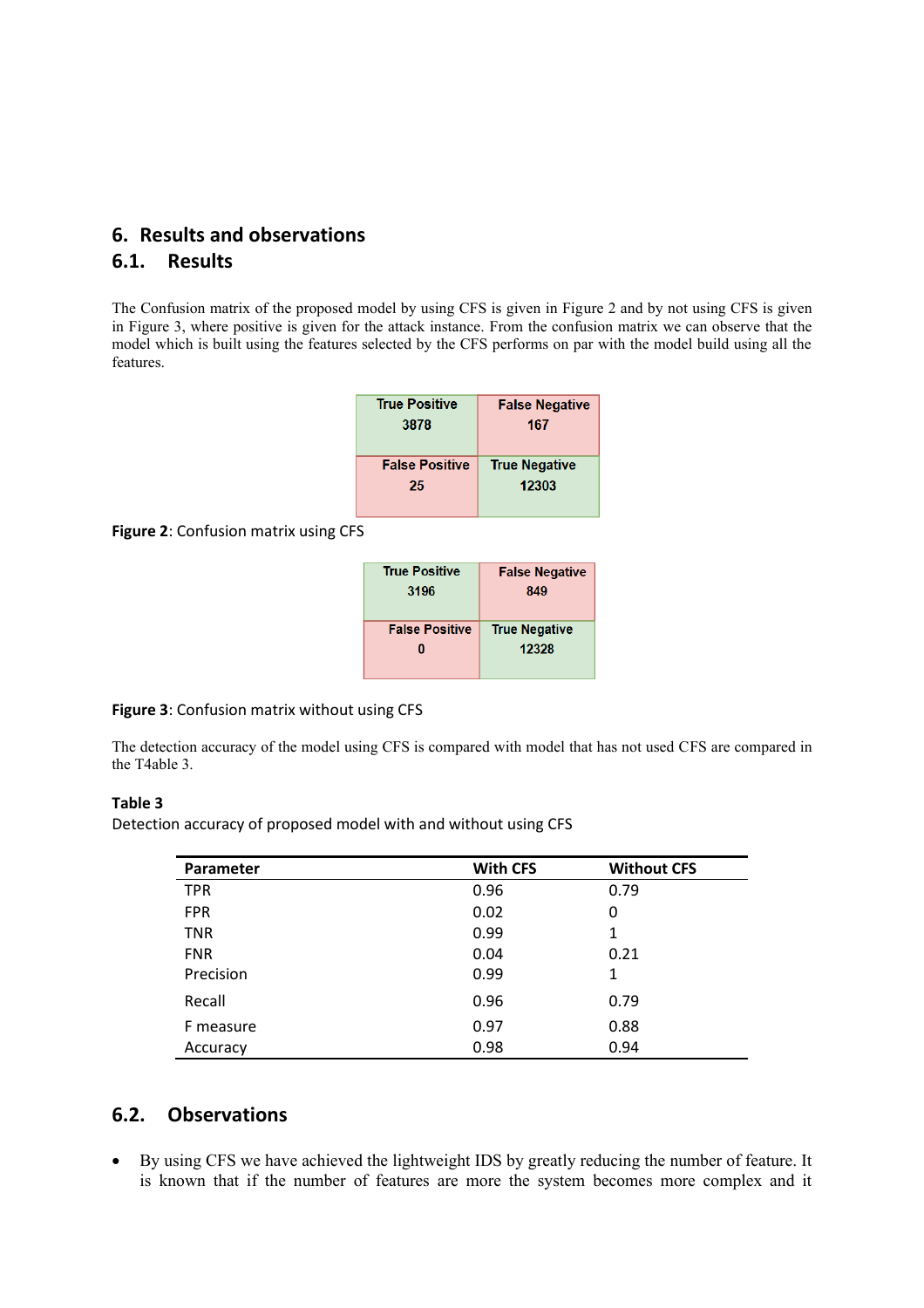# 6. Results and observations

## 6.1. Results

The Confusion matrix of the proposed model by using CFS is given in Figure 2 and by not using CFS is given in Figure 3, where positive is given for the attack instance. From the confusion matrix we can observe that the model which is built using the features selected by the CFS performs on par with the model build using all the features.

| True Positive 3878 | False Negative 167 |
|---|---|
| False Positive 25 | True Negative 12303 |

**Figure 2**: Confusion matrix using CFS

| True Positive 3196 | False Negative 849 |
|---|---|
| False Positive 0 | True Negative 12328 |

**Figure 3**: Confusion matrix without using CFS

The detection accuracy of the model using CFS is compared with model that has not used CFS are compared in the T4able 3.

**Table 3**
Detection accuracy of proposed model with and without using CFS

| Parameter | With CFS | Without CFS |
|---|---|---|
| TPR | 0.96 | 0.79 |
| FPR | 0.02 | 0 |
| TNR | 0.99 | 1 |
| FNR | 0.04 | 0.21 |
| Precision | 0.99 | 1 |
| Recall | 0.96 | 0.79 |
| F measure | 0.97 | 0.88 |
| Accuracy | 0.98 | 0.94 |

## 6.2. Observations

- By using CFS we have achieved the lightweight IDS by greatly reducing the number of feature. It is known that if the number of features are more the system becomes more complex and it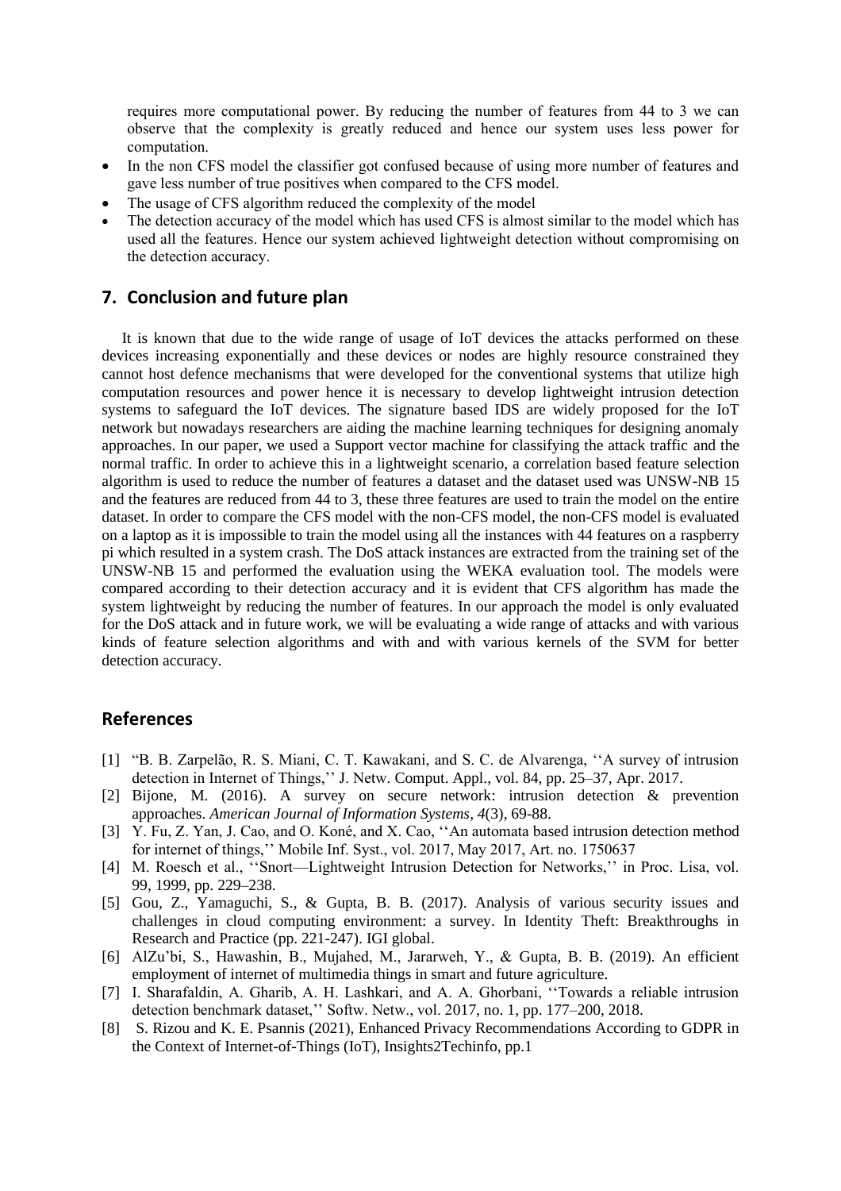requires more computational power. By reducing the number of features from 44 to 3 we can observe that the complexity is greatly reduced and hence our system uses less power for computation.

- In the non CFS model the classifier got confused because of using more number of features and gave less number of true positives when compared to the CFS model.
- The usage of CFS algorithm reduced the complexity of the model
- The detection accuracy of the model which has used CFS is almost similar to the model which has used all the features. Hence our system achieved lightweight detection without compromising on the detection accuracy.

## 7. Conclusion and future plan

It is known that due to the wide range of usage of IoT devices the attacks performed on these devices increasing exponentially and these devices or nodes are highly resource constrained they cannot host defence mechanisms that were developed for the conventional systems that utilize high computation resources and power hence it is necessary to develop lightweight intrusion detection systems to safeguard the IoT devices. The signature based IDS are widely proposed for the IoT network but nowadays researchers are aiding the machine learning techniques for designing anomaly approaches. In our paper, we used a Support vector machine for classifying the attack traffic and the normal traffic. In order to achieve this in a lightweight scenario, a correlation based feature selection algorithm is used to reduce the number of features a dataset and the dataset used was UNSW-NB 15 and the features are reduced from 44 to 3, these three features are used to train the model on the entire dataset. In order to compare the CFS model with the non-CFS model, the non-CFS model is evaluated on a laptop as it is impossible to train the model using all the instances with 44 features on a raspberry pi which resulted in a system crash. The DoS attack instances are extracted from the training set of the UNSW-NB 15 and performed the evaluation using the WEKA evaluation tool. The models were compared according to their detection accuracy and it is evident that CFS algorithm has made the system lightweight by reducing the number of features. In our approach the model is only evaluated for the DoS attack and in future work, we will be evaluating a wide range of attacks and with various kinds of feature selection algorithms and with and with various kernels of the SVM for better detection accuracy.

## References

[1] "B. B. Zarpelão, R. S. Miani, C. T. Kawakani, and S. C. de Alvarenga, ''A survey of intrusion detection in Internet of Things,'' J. Netw. Comput. Appl., vol. 84, pp. 25–37, Apr. 2017.

[2] Bijone, M. (2016). A survey on secure network: intrusion detection & prevention approaches. *American Journal of Information Systems*, *4*(3), 69-88.

[3] Y. Fu, Z. Yan, J. Cao, and O. Koné, and X. Cao, ''An automata based intrusion detection method for internet of things,'' Mobile Inf. Syst., vol. 2017, May 2017, Art. no. 1750637

[4] M. Roesch et al., ''Snort—Lightweight Intrusion Detection for Networks,'' in Proc. Lisa, vol. 99, 1999, pp. 229–238.

[5] Gou, Z., Yamaguchi, S., & Gupta, B. B. (2017). Analysis of various security issues and challenges in cloud computing environment: a survey. In Identity Theft: Breakthroughs in Research and Practice (pp. 221-247). IGI global.

[6] AlZu'bi, S., Hawashin, B., Mujahed, M., Jararweh, Y., & Gupta, B. B. (2019). An efficient employment of internet of multimedia things in smart and future agriculture.

[7] I. Sharafaldin, A. Gharib, A. H. Lashkari, and A. A. Ghorbani, ''Towards a reliable intrusion detection benchmark dataset,'' Softw. Netw., vol. 2017, no. 1, pp. 177–200, 2018.

[8] S. Rizou and K. E. Psannis (2021), Enhanced Privacy Recommendations According to GDPR in the Context of Internet-of-Things (IoT), Insights2Techinfo, pp.1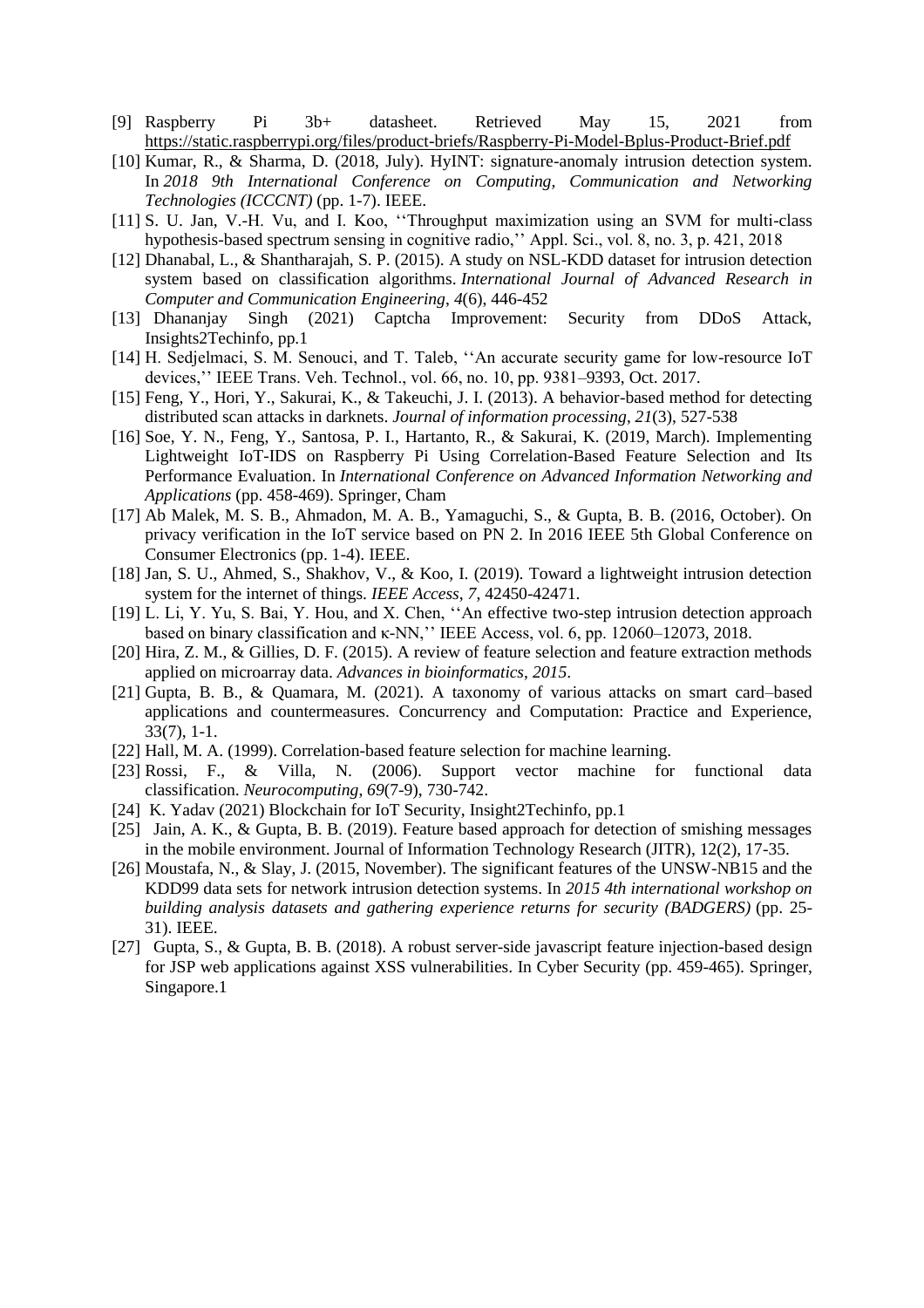[9] Raspberry Pi 3b+ datasheet. Retrieved May 15, 2021 from https://static.raspberrypi.org/files/product-briefs/Raspberry-Pi-Model-Bplus-Product-Brief.pdf

[10] Kumar, R., & Sharma, D. (2018, July). HyINT: signature-anomaly intrusion detection system. In *2018 9th International Conference on Computing, Communication and Networking Technologies (ICCCNT)* (pp. 1-7). IEEE.

[11] S. U. Jan, V.-H. Vu, and I. Koo, ''Throughput maximization using an SVM for multi-class hypothesis-based spectrum sensing in cognitive radio,'' Appl. Sci., vol. 8, no. 3, p. 421, 2018

[12] Dhanabal, L., & Shantharajah, S. P. (2015). A study on NSL-KDD dataset for intrusion detection system based on classification algorithms. *International Journal of Advanced Research in Computer and Communication Engineering*, *4*(6), 446-452

[13] Dhananjay Singh (2021) Captcha Improvement: Security from DDoS Attack, Insights2Techinfo, pp.1

[14] H. Sedjelmaci, S. M. Senouci, and T. Taleb, ''An accurate security game for low-resource IoT devices,'' IEEE Trans. Veh. Technol., vol. 66, no. 10, pp. 9381–9393, Oct. 2017.

[15] Feng, Y., Hori, Y., Sakurai, K., & Takeuchi, J. I. (2013). A behavior-based method for detecting distributed scan attacks in darknets. *Journal of information processing*, *21*(3), 527-538

[16] Soe, Y. N., Feng, Y., Santosa, P. I., Hartanto, R., & Sakurai, K. (2019, March). Implementing Lightweight IoT-IDS on Raspberry Pi Using Correlation-Based Feature Selection and Its Performance Evaluation. In *International Conference on Advanced Information Networking and Applications* (pp. 458-469). Springer, Cham

[17] Ab Malek, M. S. B., Ahmadon, M. A. B., Yamaguchi, S., & Gupta, B. B. (2016, October). On privacy verification in the IoT service based on PN 2. In 2016 IEEE 5th Global Conference on Consumer Electronics (pp. 1-4). IEEE.

[18] Jan, S. U., Ahmed, S., Shakhov, V., & Koo, I. (2019). Toward a lightweight intrusion detection system for the internet of things. *IEEE Access*, *7*, 42450-42471.

[19] L. Li, Y. Yu, S. Bai, Y. Hou, and X. Chen, ''An effective two-step intrusion detection approach based on binary classification and κ-NN,'' IEEE Access, vol. 6, pp. 12060–12073, 2018.

[20] Hira, Z. M., & Gillies, D. F. (2015). A review of feature selection and feature extraction methods applied on microarray data. *Advances in bioinformatics*, *2015*.

[21] Gupta, B. B., & Quamara, M. (2021). A taxonomy of various attacks on smart card–based applications and countermeasures. Concurrency and Computation: Practice and Experience, 33(7), 1-1.

[22] Hall, M. A. (1999). Correlation-based feature selection for machine learning.

[23] Rossi, F., & Villa, N. (2006). Support vector machine for functional data classification. *Neurocomputing*, *69*(7-9), 730-742.

[24] K. Yadav (2021) Blockchain for IoT Security, Insight2Techinfo, pp.1

[25] Jain, A. K., & Gupta, B. B. (2019). Feature based approach for detection of smishing messages in the mobile environment. Journal of Information Technology Research (JITR), 12(2), 17-35.

[26] Moustafa, N., & Slay, J. (2015, November). The significant features of the UNSW-NB15 and the KDD99 data sets for network intrusion detection systems. In *2015 4th international workshop on building analysis datasets and gathering experience returns for security (BADGERS)* (pp. 25-31). IEEE.

[27] Gupta, S., & Gupta, B. B. (2018). A robust server-side javascript feature injection-based design for JSP web applications against XSS vulnerabilities. In Cyber Security (pp. 459-465). Springer, Singapore.1